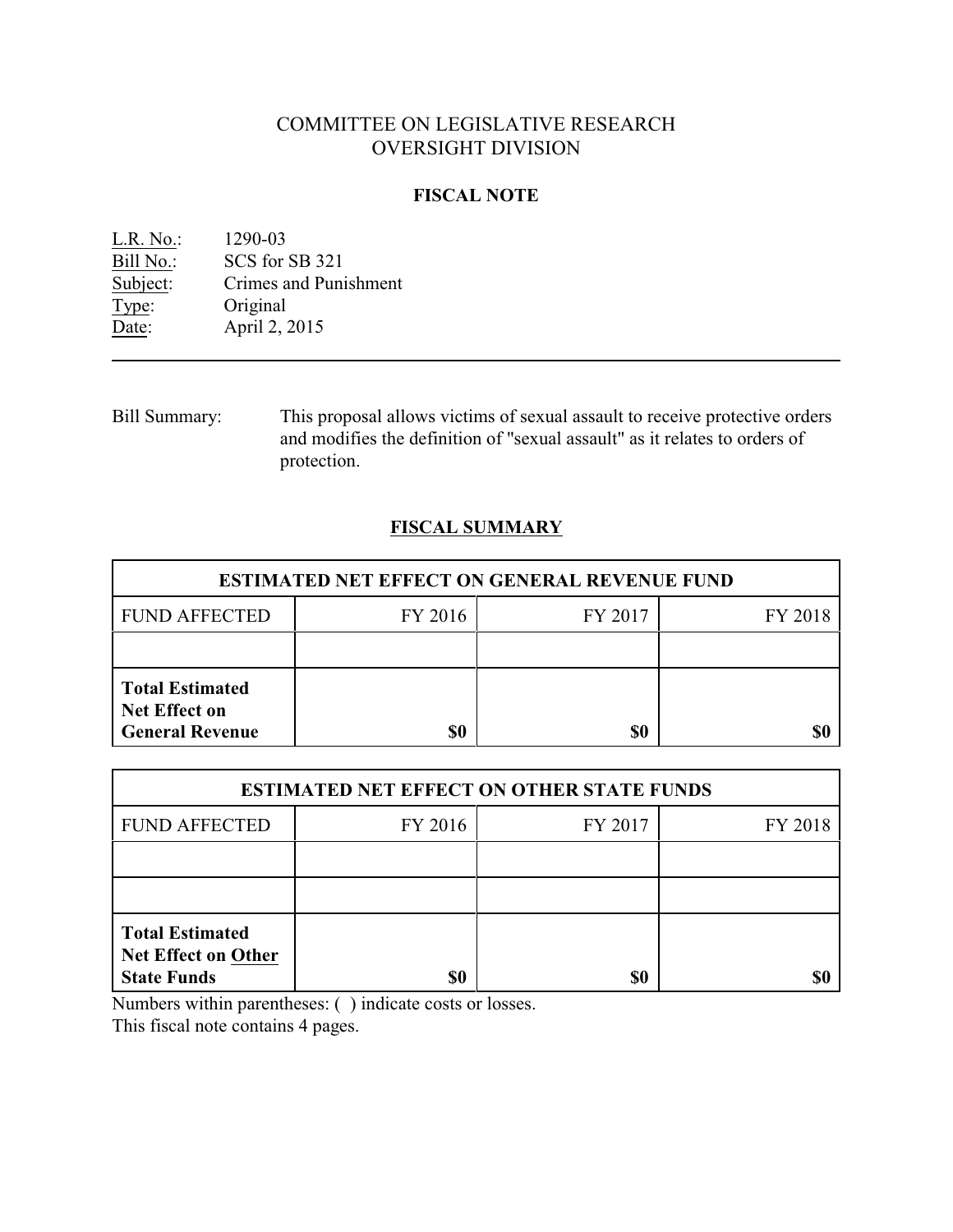# COMMITTEE ON LEGISLATIVE RESEARCH
# OVERSIGHT DIVISION

## FISCAL NOTE

L.R. No.: 1290-03
Bill No.: SCS for SB 321
Subject: Crimes and Punishment
Type: Original
Date: April 2, 2015

---

Bill Summary: This proposal allows victims of sexual assault to receive protective orders and modifies the definition of "sexual assault" as it relates to orders of protection.

## FISCAL SUMMARY

| ESTIMATED NET EFFECT ON GENERAL REVENUE FUND | | | |
|---|---|---|---|
| FUND AFFECTED | FY 2016 | FY 2017 | FY 2018 |
| | | | |
| **Total Estimated Net Effect on General Revenue** | **$0** | **$0** | **$0** |

| ESTIMATED NET EFFECT ON OTHER STATE FUNDS | | | |
|---|---|---|---|
| FUND AFFECTED | FY 2016 | FY 2017 | FY 2018 |
| | | | |
| | | | |
| **Total Estimated Net Effect on Other State Funds** | **$0** | **$0** | **$0** |

Numbers within parentheses: ( ) indicate costs or losses.
This fiscal note contains 4 pages.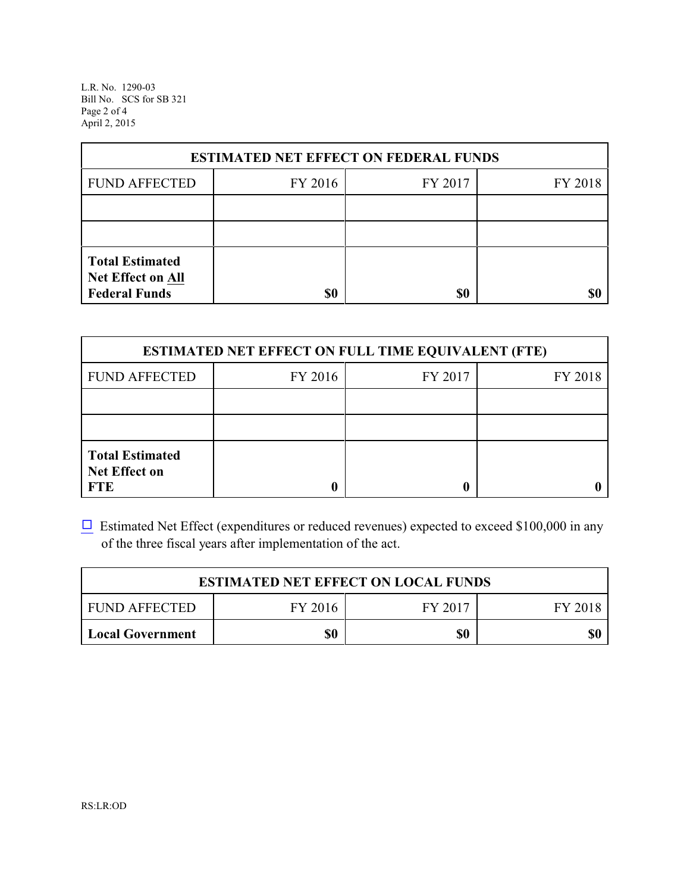| ESTIMATED NET EFFECT ON FEDERAL FUNDS | | | |
|---|---|---|---|
| FUND AFFECTED | FY 2016 | FY 2017 | FY 2018 |
| | | | |
| | | | |
| **Total Estimated Net Effect on All Federal Funds** | **$0** | **$0** | **$0** |

| ESTIMATED NET EFFECT ON FULL TIME EQUIVALENT (FTE) | | | |
|---|---|---|---|
| FUND AFFECTED | FY 2016 | FY 2017 | FY 2018 |
| | | | |
| | | | |
| **Total Estimated Net Effect on FTE** | **0** | **0** | **0** |

☐ Estimated Net Effect (expenditures or reduced revenues) expected to exceed $100,000 in any of the three fiscal years after implementation of the act.

| ESTIMATED NET EFFECT ON LOCAL FUNDS | | | |
|---|---|---|---|
| FUND AFFECTED | FY 2016 | FY 2017 | FY 2018 |
| **Local Government** | **$0** | **$0** | **$0** |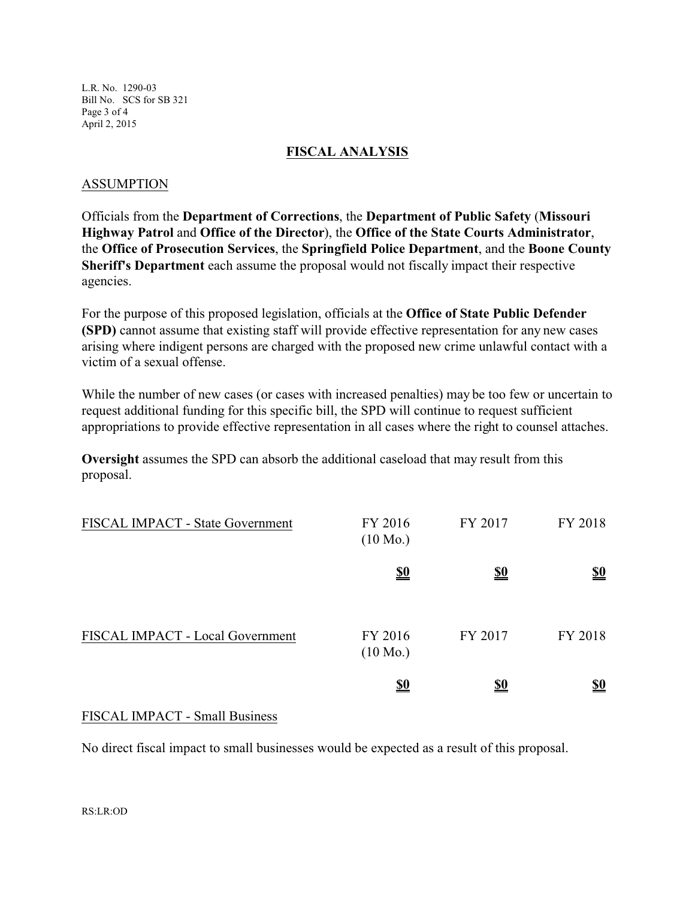## FISCAL ANALYSIS

### ASSUMPTION

Officials from the **Department of Corrections**, the **Department of Public Safety** (**Missouri Highway Patrol** and **Office of the Director**), the **Office of the State Courts Administrator**, the **Office of Prosecution Services**, the **Springfield Police Department**, and the **Boone County Sheriff's Department** each assume the proposal would not fiscally impact their respective agencies.

For the purpose of this proposed legislation, officials at the **Office of State Public Defender (SPD)** cannot assume that existing staff will provide effective representation for any new cases arising where indigent persons are charged with the proposed new crime unlawful contact with a victim of a sexual offense.

While the number of new cases (or cases with increased penalties) may be too few or uncertain to request additional funding for this specific bill, the SPD will continue to request sufficient appropriations to provide effective representation in all cases where the right to counsel attaches.

**Oversight** assumes the SPD can absorb the additional caseload that may result from this proposal.

| FISCAL IMPACT - State Government | FY 2016 (10 Mo.) | FY 2017 | FY 2018 |
|---|---|---|---|
| | **$0** | **$0** | **$0** |

| FISCAL IMPACT - Local Government | FY 2016 (10 Mo.) | FY 2017 | FY 2018 |
|---|---|---|---|
| | **$0** | **$0** | **$0** |

### FISCAL IMPACT - Small Business

No direct fiscal impact to small businesses would be expected as a result of this proposal.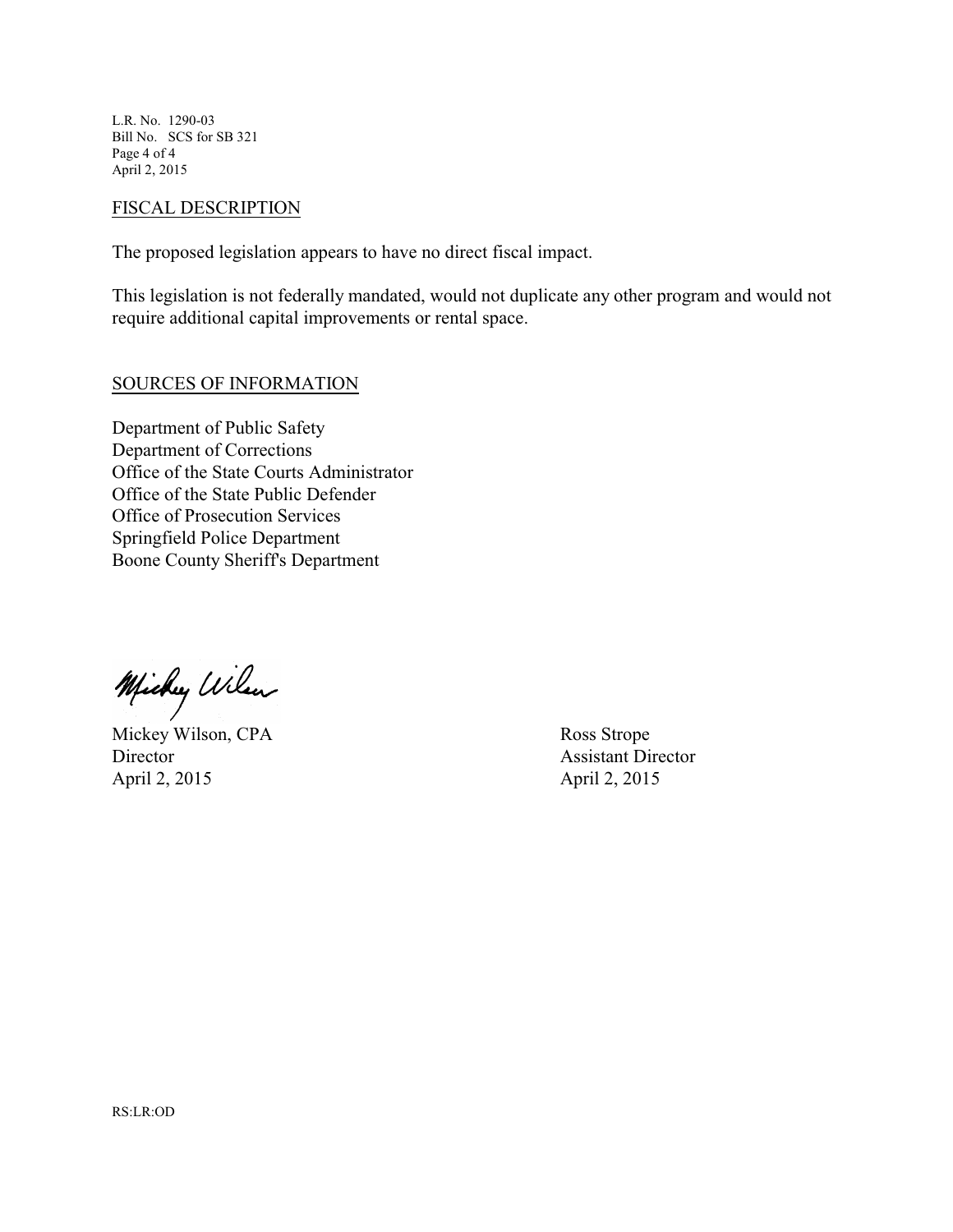## FISCAL DESCRIPTION

The proposed legislation appears to have no direct fiscal impact.

This legislation is not federally mandated, would not duplicate any other program and would not require additional capital improvements or rental space.

## SOURCES OF INFORMATION

Department of Public Safety
Department of Corrections
Office of the State Courts Administrator
Office of the State Public Defender
Office of Prosecution Services
Springfield Police Department
Boone County Sheriff's Department

Mickey Wilson, CPA
Director
April 2, 2015

Ross Strope
Assistant Director
April 2, 2015

RS:LR:OD